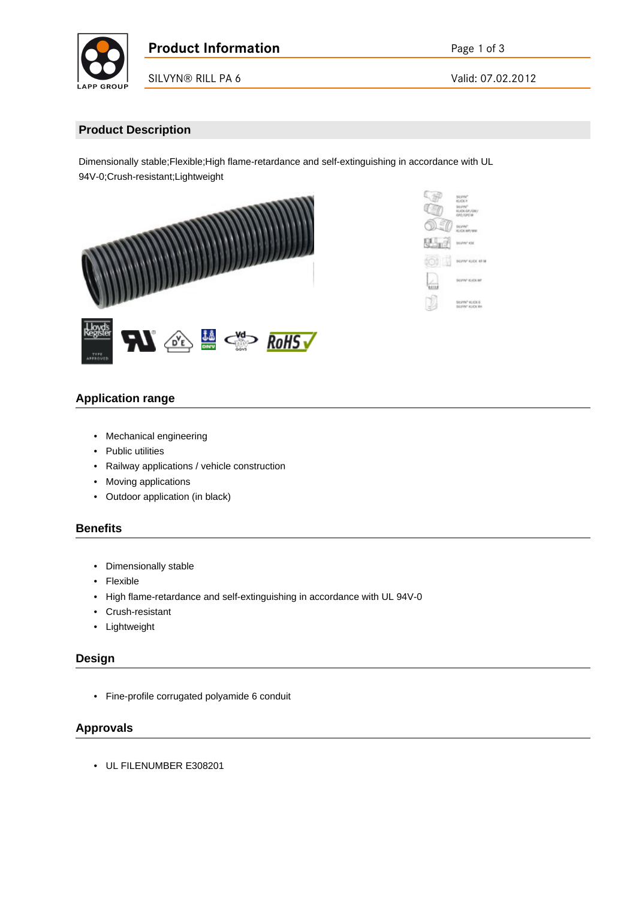# Product Information

SILVYN® RILL PA 6

## Product Description

Dimensionally stable;Flexible;High flame-retardance and self-extinguishing in accordance with UL 94V-0;Crush-resistant;Lightweight

## Application range

- Mechanical engineering
- Public utilities
- Railway applications / vehicle construction
- Moving applications
- Outdoor application (in black)

## Benefits

- Dimensionally stable
- Flexible
- High flame-retardance and self-extinguishing in accordance with UL 94V-0
- Crush-resistant
- Lightweight

## Design

- Fine-profile corrugated polyamide 6 conduit

## Approvals

- UL FILENUMBER E308201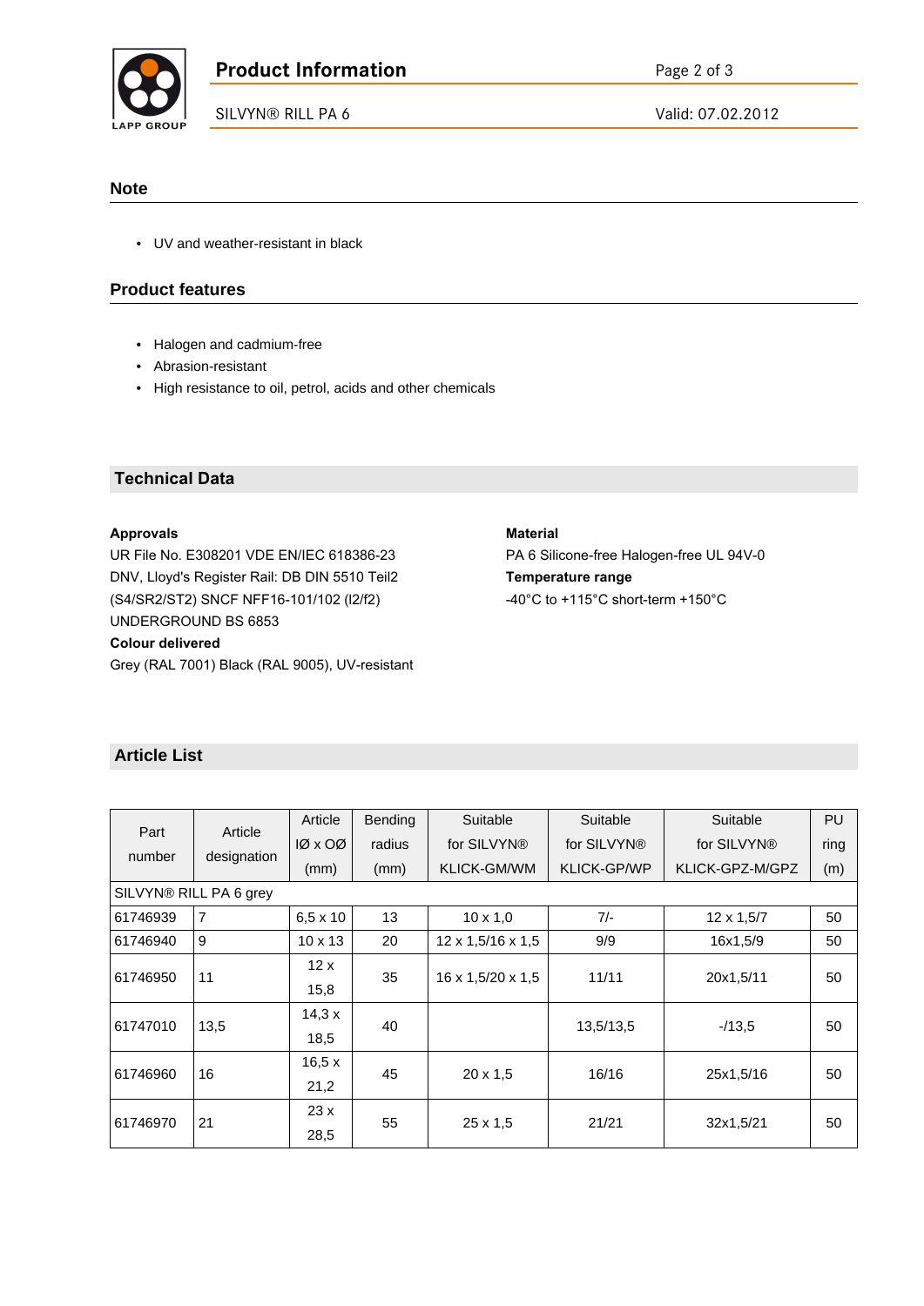## Note

- UV and weather-resistant in black

## Product features

- Halogen and cadmium-free
- Abrasion-resistant
- High resistance to oil, petrol, acids and other chemicals

## Technical Data

**Approvals**

UR File No. E308201 VDE EN/IEC 618386-23 DNV, Lloyd's Register Rail: DB DIN 5510 Teil2 (S4/SR2/ST2) SNCF NFF16-101/102 (I2/f2) UNDERGROUND BS 6853

**Colour delivered**

Grey (RAL 7001) Black (RAL 9005), UV-resistant

**Material**

PA 6 Silicone-free Halogen-free UL 94V-0

**Temperature range**

-40°C to +115°C short-term +150°C

## Article List

| Part number | Article designation | Article IØ x OØ (mm) | Bending radius (mm) | Suitable for SILVYN® KLICK-GM/WM | Suitable for SILVYN® KLICK-GP/WP | Suitable for SILVYN® KLICK-GPZ-M/GPZ | PU ring (m) |
|---|---|---|---|---|---|---|---|
| SILVYN® RILL PA 6 grey | | | | | | | |
| 61746939 | 7 | 6,5 x 10 | 13 | 10 x 1,0 | 7/- | 12 x 1,5/7 | 50 |
| 61746940 | 9 | 10 x 13 | 20 | 12 x 1,5/16 x 1,5 | 9/9 | 16x1,5/9 | 50 |
| 61746950 | 11 | 12 x 15,8 | 35 | 16 x 1,5/20 x 1,5 | 11/11 | 20x1,5/11 | 50 |
| 61747010 | 13,5 | 14,3 x 18,5 | 40 | | 13,5/13,5 | -/13,5 | 50 |
| 61746960 | 16 | 16,5 x 21,2 | 45 | 20 x 1,5 | 16/16 | 25x1,5/16 | 50 |
| 61746970 | 21 | 23 x 28,5 | 55 | 25 x 1,5 | 21/21 | 32x1,5/21 | 50 |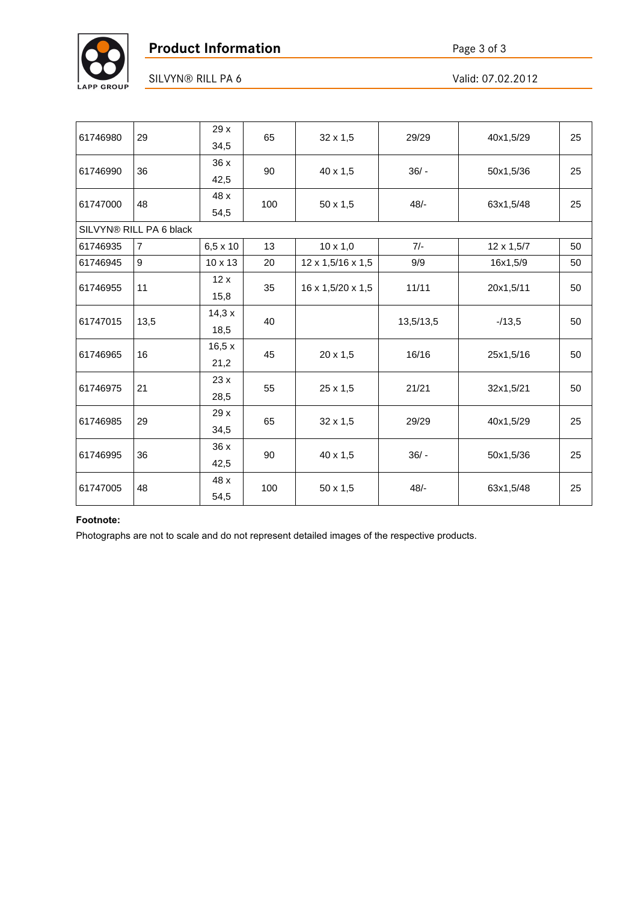| | | | | | | | |
|---|---|---|---|---|---|---|---|
| 61746980 | 29 | 29 x 34,5 | 65 | 32 x 1,5 | 29/29 | 40x1,5/29 | 25 |
| 61746990 | 36 | 36 x 42,5 | 90 | 40 x 1,5 | 36/ - | 50x1,5/36 | 25 |
| 61747000 | 48 | 48 x 54,5 | 100 | 50 x 1,5 | 48/- | 63x1,5/48 | 25 |
| SILVYN® RILL PA 6 black | | | | | | | |
| 61746935 | 7 | 6,5 x 10 | 13 | 10 x 1,0 | 7/- | 12 x 1,5/7 | 50 |
| 61746945 | 9 | 10 x 13 | 20 | 12 x 1,5/16 x 1,5 | 9/9 | 16x1,5/9 | 50 |
| 61746955 | 11 | 12 x 15,8 | 35 | 16 x 1,5/20 x 1,5 | 11/11 | 20x1,5/11 | 50 |
| 61747015 | 13,5 | 14,3 x 18,5 | 40 | | 13,5/13,5 | -/13,5 | 50 |
| 61746965 | 16 | 16,5 x 21,2 | 45 | 20 x 1,5 | 16/16 | 25x1,5/16 | 50 |
| 61746975 | 21 | 23 x 28,5 | 55 | 25 x 1,5 | 21/21 | 32x1,5/21 | 50 |
| 61746985 | 29 | 29 x 34,5 | 65 | 32 x 1,5 | 29/29 | 40x1,5/29 | 25 |
| 61746995 | 36 | 36 x 42,5 | 90 | 40 x 1,5 | 36/ - | 50x1,5/36 | 25 |
| 61747005 | 48 | 48 x 54,5 | 100 | 50 x 1,5 | 48/- | 63x1,5/48 | 25 |

**Footnote:**

Photographs are not to scale and do not represent detailed images of the respective products.